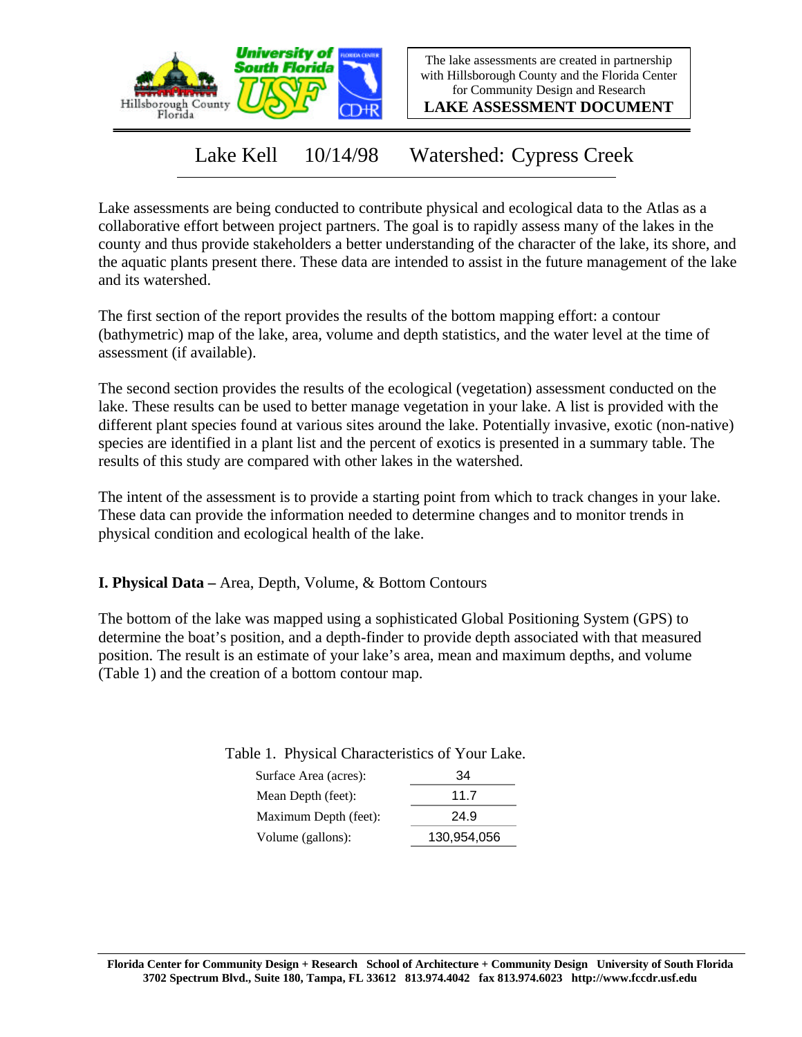The lake assessments are created in partnership with Hillsborough County and the Florida Center for Community Design and Research

**LAKE ASSESSMENT DOCUMENT**

# Lake Kell 10/14/98 Watershed: Cypress Creek

Lake assessments are being conducted to contribute physical and ecological data to the Atlas as a collaborative effort between project partners. The goal is to rapidly assess many of the lakes in the county and thus provide stakeholders a better understanding of the character of the lake, its shore, and the aquatic plants present there. These data are intended to assist in the future management of the lake and its watershed.

The first section of the report provides the results of the bottom mapping effort: a contour (bathymetric) map of the lake, area, volume and depth statistics, and the water level at the time of assessment (if available).

The second section provides the results of the ecological (vegetation) assessment conducted on the lake. These results can be used to better manage vegetation in your lake. A list is provided with the different plant species found at various sites around the lake. Potentially invasive, exotic (non-native) species are identified in a plant list and the percent of exotics is presented in a summary table. The results of this study are compared with other lakes in the watershed.

The intent of the assessment is to provide a starting point from which to track changes in your lake. These data can provide the information needed to determine changes and to monitor trends in physical condition and ecological health of the lake.

## I. Physical Data – Area, Depth, Volume, & Bottom Contours

The bottom of the lake was mapped using a sophisticated Global Positioning System (GPS) to determine the boat's position, and a depth-finder to provide depth associated with that measured position. The result is an estimate of your lake's area, mean and maximum depths, and volume (Table 1) and the creation of a bottom contour map.

Table 1. Physical Characteristics of Your Lake.

| | |
|---|---|
| Surface Area (acres): | 34 |
| Mean Depth (feet): | 11.7 |
| Maximum Depth (feet): | 24.9 |
| Volume (gallons): | 130,954,056 |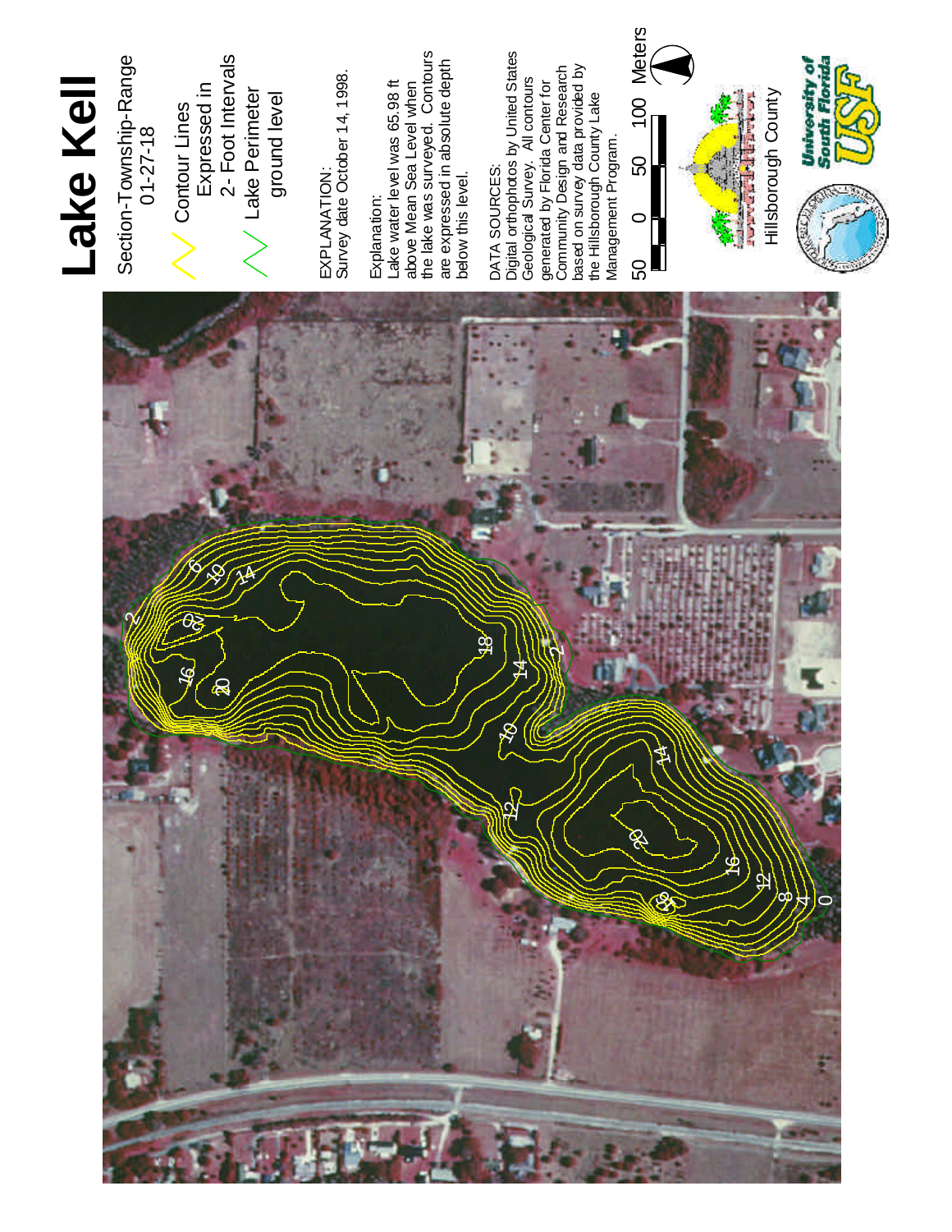# Lake Kell

Section-Township-Range
01-27-18

Contour Lines
Expressed in
2- Foot Intervals

Lake Perimeter
ground level

EXPLANATION:
Survey date October 14, 1998.

Explanation:
Lake water level was 65.98 ft above Mean Sea Level when the lake was surveyed. Contours are expressed in absolute depth below this level.

DATA SOURCES:
Digital orthophotos by United States Geological Survey. All contours generated by Florida Center for Community Design and Research based on survey data provided by the Hillsborough County Lake Management Program.

50 0 50 100 Meters

Hillsborough County

University of South Florida USF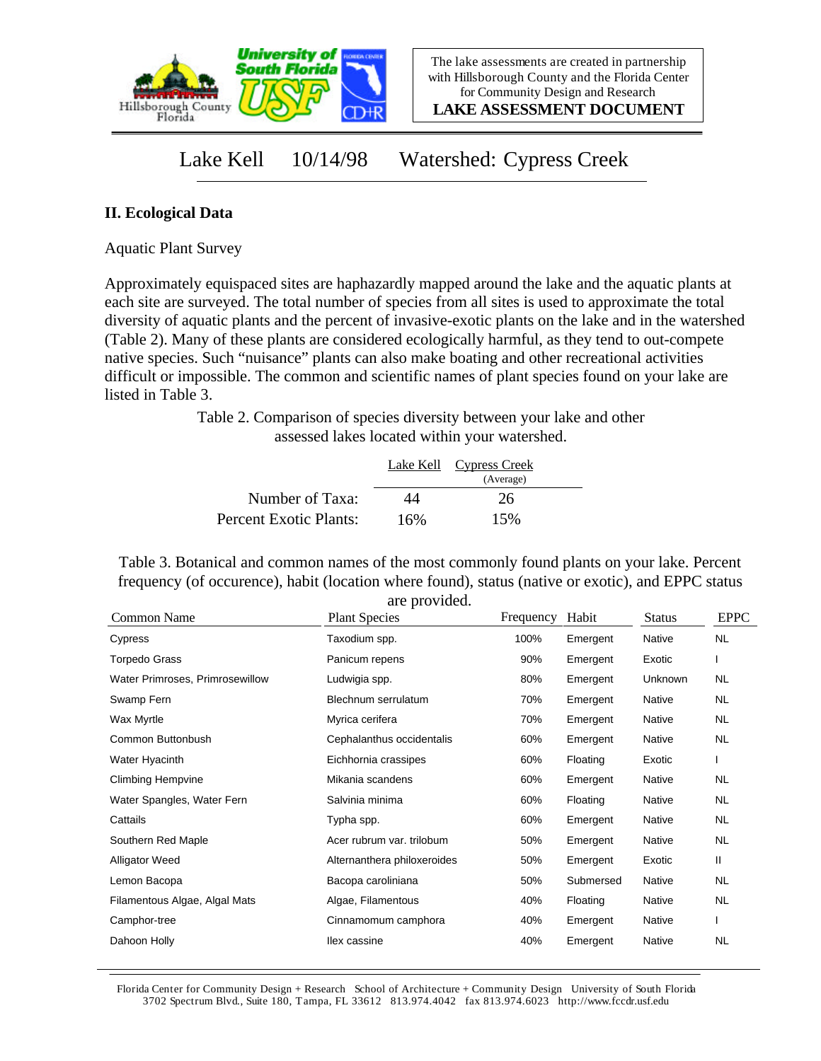Lake Kell 10/14/98 Watershed: Cypress Creek

## II. Ecological Data

Aquatic Plant Survey

Approximately equispaced sites are haphazardly mapped around the lake and the aquatic plants at each site are surveyed. The total number of species from all sites is used to approximate the total diversity of aquatic plants and the percent of invasive-exotic plants on the lake and in the watershed (Table 2). Many of these plants are considered ecologically harmful, as they tend to out-compete native species. Such "nuisance" plants can also make boating and other recreational activities difficult or impossible. The common and scientific names of plant species found on your lake are listed in Table 3.

Table 2. Comparison of species diversity between your lake and other assessed lakes located within your watershed.

| | Lake Kell | Cypress Creek (Average) |
|---|---|---|
| Number of Taxa: | 44 | 26 |
| Percent Exotic Plants: | 16% | 15% |

Table 3. Botanical and common names of the most commonly found plants on your lake. Percent frequency (of occurence), habit (location where found), status (native or exotic), and EPPC status are provided.

| Common Name | Plant Species | Frequency | Habit | Status | EPPC |
|---|---|---|---|---|---|
| Cypress | Taxodium spp. | 100% | Emergent | Native | NL |
| Torpedo Grass | Panicum repens | 90% | Emergent | Exotic | I |
| Water Primroses, Primrosewillow | Ludwigia spp. | 80% | Emergent | Unknown | NL |
| Swamp Fern | Blechnum serrulatum | 70% | Emergent | Native | NL |
| Wax Myrtle | Myrica cerifera | 70% | Emergent | Native | NL |
| Common Buttonbush | Cephalanthus occidentalis | 60% | Emergent | Native | NL |
| Water Hyacinth | Eichhornia crassipes | 60% | Floating | Exotic | I |
| Climbing Hempvine | Mikania scandens | 60% | Emergent | Native | NL |
| Water Spangles, Water Fern | Salvinia minima | 60% | Floating | Native | NL |
| Cattails | Typha spp. | 60% | Emergent | Native | NL |
| Southern Red Maple | Acer rubrum var. trilobum | 50% | Emergent | Native | NL |
| Alligator Weed | Alternanthera philoxeroides | 50% | Emergent | Exotic | II |
| Lemon Bacopa | Bacopa caroliniana | 50% | Submersed | Native | NL |
| Filamentous Algae, Algal Mats | Algae, Filamentous | 40% | Floating | Native | NL |
| Camphor-tree | Cinnamomum camphora | 40% | Emergent | Native | I |
| Dahoon Holly | Ilex cassine | 40% | Emergent | Native | NL |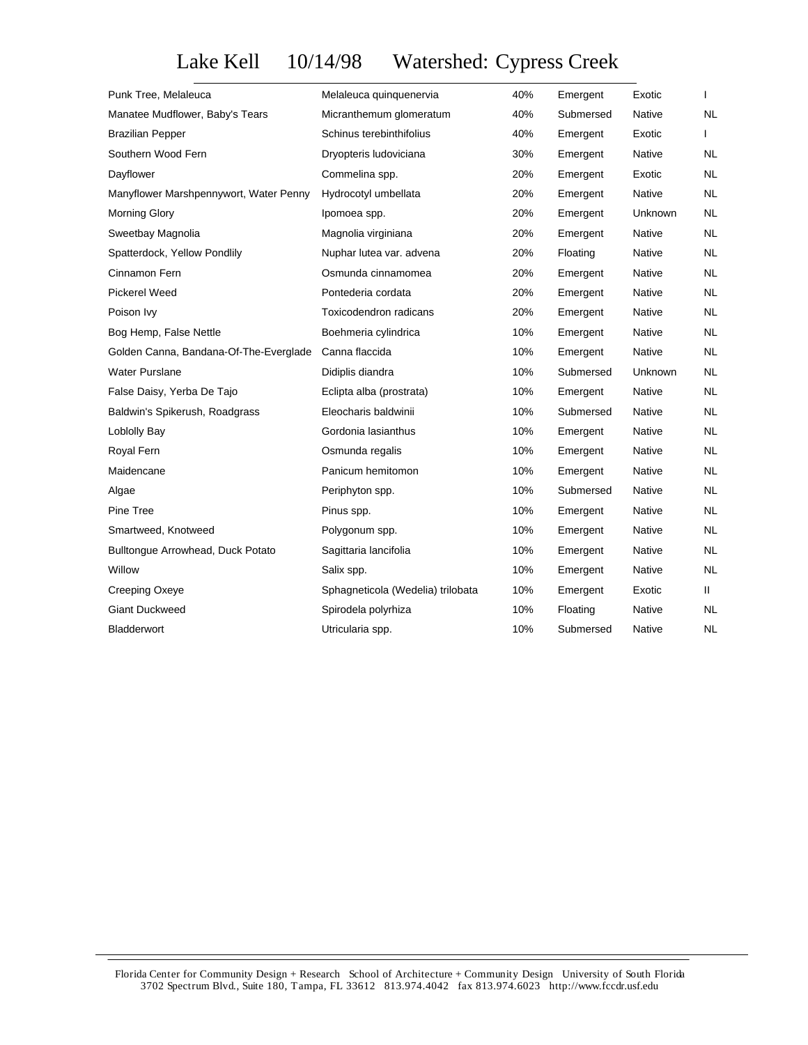# Lake Kell 10/14/98 Watershed: Cypress Creek

| Common Name | Scientific Name | Cover | Type | Origin | Status |
|---|---|---|---|---|---|
| Punk Tree, Melaleuca | Melaleuca quinquenervia | 40% | Emergent | Exotic | I |
| Manatee Mudflower, Baby's Tears | Micranthemum glomeratum | 40% | Submersed | Native | NL |
| Brazilian Pepper | Schinus terebinthifolius | 40% | Emergent | Exotic | I |
| Southern Wood Fern | Dryopteris ludoviciana | 30% | Emergent | Native | NL |
| Dayflower | Commelina spp. | 20% | Emergent | Exotic | NL |
| Manyflower Marshpennywort, Water Penny | Hydrocotyl umbellata | 20% | Emergent | Native | NL |
| Morning Glory | Ipomoea spp. | 20% | Emergent | Unknown | NL |
| Sweetbay Magnolia | Magnolia virginiana | 20% | Emergent | Native | NL |
| Spatterdock, Yellow Pondlily | Nuphar lutea var. advena | 20% | Floating | Native | NL |
| Cinnamon Fern | Osmunda cinnamomea | 20% | Emergent | Native | NL |
| Pickerel Weed | Pontederia cordata | 20% | Emergent | Native | NL |
| Poison Ivy | Toxicodendron radicans | 20% | Emergent | Native | NL |
| Bog Hemp, False Nettle | Boehmeria cylindrica | 10% | Emergent | Native | NL |
| Golden Canna, Bandana-Of-The-Everglade | Canna flaccida | 10% | Emergent | Native | NL |
| Water Purslane | Didiplis diandra | 10% | Submersed | Unknown | NL |
| False Daisy, Yerba De Tajo | Eclipta alba (prostrata) | 10% | Emergent | Native | NL |
| Baldwin's Spikerush, Roadgrass | Eleocharis baldwinii | 10% | Submersed | Native | NL |
| Loblolly Bay | Gordonia lasianthus | 10% | Emergent | Native | NL |
| Royal Fern | Osmunda regalis | 10% | Emergent | Native | NL |
| Maidencane | Panicum hemitomon | 10% | Emergent | Native | NL |
| Algae | Periphyton spp. | 10% | Submersed | Native | NL |
| Pine Tree | Pinus spp. | 10% | Emergent | Native | NL |
| Smartweed, Knotweed | Polygonum spp. | 10% | Emergent | Native | NL |
| Bulltongue Arrowhead, Duck Potato | Sagittaria lancifolia | 10% | Emergent | Native | NL |
| Willow | Salix spp. | 10% | Emergent | Native | NL |
| Creeping Oxeye | Sphagneticola (Wedelia) trilobata | 10% | Emergent | Exotic | II |
| Giant Duckweed | Spirodela polyrhiza | 10% | Floating | Native | NL |
| Bladderwort | Utricularia spp. | 10% | Submersed | Native | NL |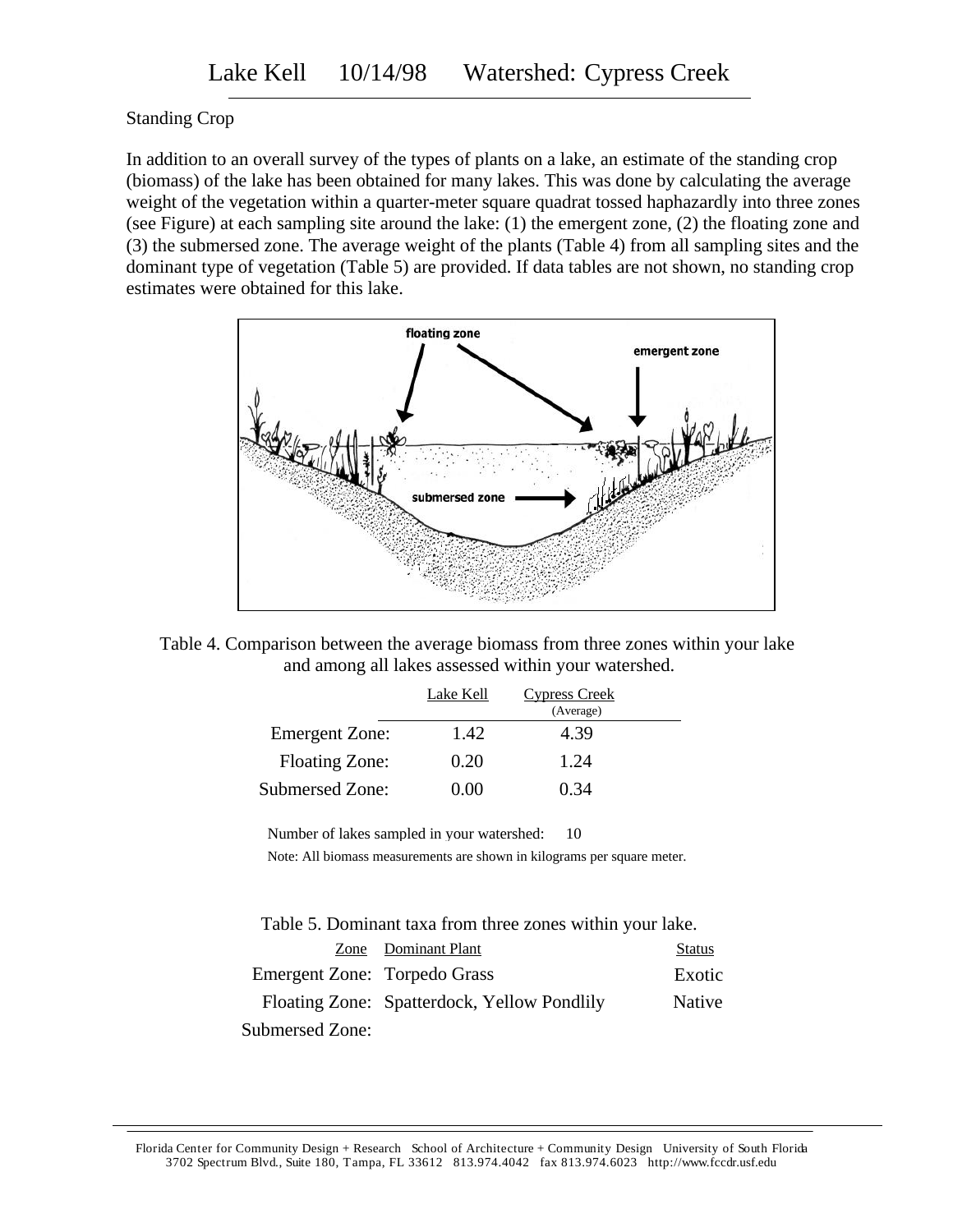# Lake Kell 10/14/98 Watershed: Cypress Creek

Standing Crop

In addition to an overall survey of the types of plants on a lake, an estimate of the standing crop (biomass) of the lake has been obtained for many lakes. This was done by calculating the average weight of the vegetation within a quarter-meter square quadrat tossed haphazardly into three zones (see Figure) at each sampling site around the lake: (1) the emergent zone, (2) the floating zone and (3) the submersed zone. The average weight of the plants (Table 4) from all sampling sites and the dominant type of vegetation (Table 5) are provided. If data tables are not shown, no standing crop estimates were obtained for this lake.

floating zone

emergent zone

submersed zone

Table 4. Comparison between the average biomass from three zones within your lake and among all lakes assessed within your watershed.

| | Lake Kell | Cypress Creek (Average) |
|---|---|---|
| Emergent Zone: | 1.42 | 4.39 |
| Floating Zone: | 0.20 | 1.24 |
| Submersed Zone: | 0.00 | 0.34 |

Number of lakes sampled in your watershed: 10

Note: All biomass measurements are shown in kilograms per square meter.

Table 5. Dominant taxa from three zones within your lake.

| Zone | Dominant Plant | Status |
|---|---|---|
| Emergent Zone: | Torpedo Grass | Exotic |
| Floating Zone: | Spatterdock, Yellow Pondlily | Native |
| Submersed Zone: | | |